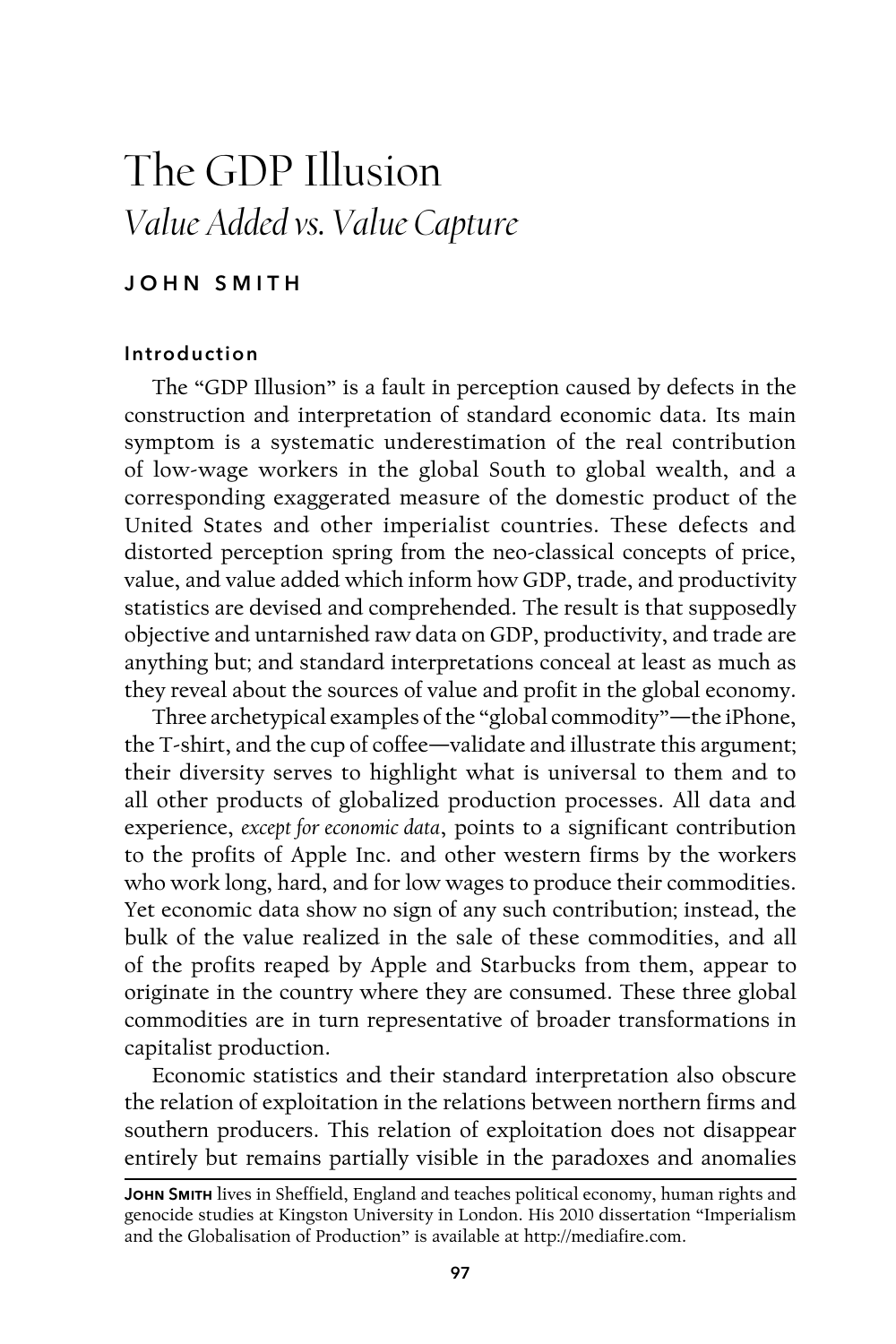# The GDP Illusion

## *Value Added vs. Value Capture*

JOHN SMITH

### Introduction

The "GDP Illusion" is a fault in perception caused by defects in the construction and interpretation of standard economic data. Its main symptom is a systematic underestimation of the real contribution of low-wage workers in the global South to global wealth, and a corresponding exaggerated measure of the domestic product of the United States and other imperialist countries. These defects and distorted perception spring from the neo-classical concepts of price, value, and value added which inform how GDP, trade, and productivity statistics are devised and comprehended. The result is that supposedly objective and untarnished raw data on GDP, productivity, and trade are anything but; and standard interpretations conceal at least as much as they reveal about the sources of value and profit in the global economy.

Three archetypical examples of the "global commodity"—the iPhone, the T-shirt, and the cup of coffee—validate and illustrate this argument; their diversity serves to highlight what is universal to them and to all other products of globalized production processes. All data and experience, *except for economic data*, points to a significant contribution to the profits of Apple Inc. and other western firms by the workers who work long, hard, and for low wages to produce their commodities. Yet economic data show no sign of any such contribution; instead, the bulk of the value realized in the sale of these commodities, and all of the profits reaped by Apple and Starbucks from them, appear to originate in the country where they are consumed. These three global commodities are in turn representative of broader transformations in capitalist production.

Economic statistics and their standard interpretation also obscure the relation of exploitation in the relations between northern firms and southern producers. This relation of exploitation does not disappear entirely but remains partially visible in the paradoxes and anomalies

---

**John Smith** lives in Sheffield, England and teaches political economy, human rights and genocide studies at Kingston University in London. His 2010 dissertation "Imperialism and the Globalisation of Production" is available at http://mediafire.com.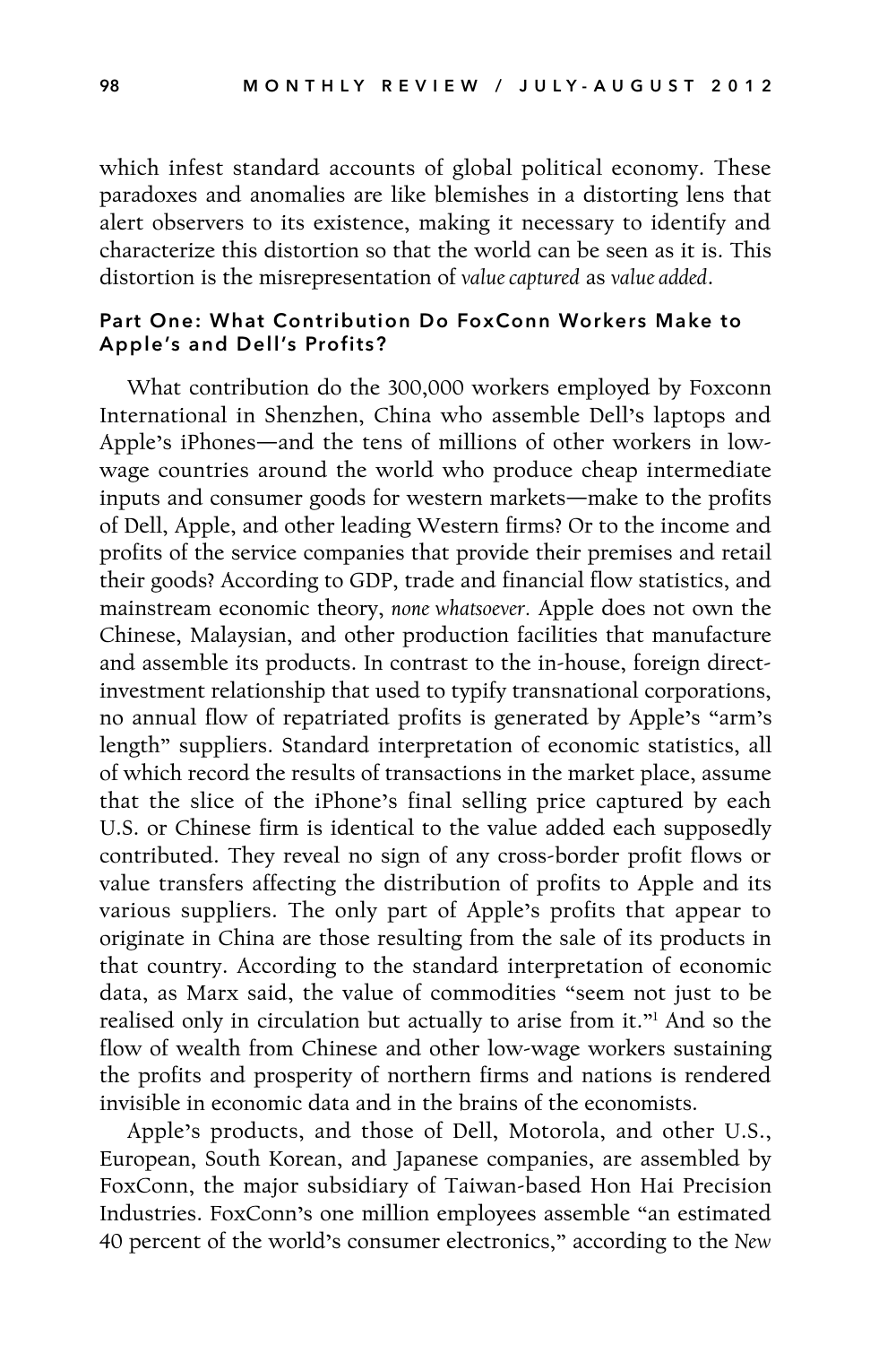which infest standard accounts of global political economy. These paradoxes and anomalies are like blemishes in a distorting lens that alert observers to its existence, making it necessary to identify and characterize this distortion so that the world can be seen as it is. This distortion is the misrepresentation of *value captured* as *value added*.

### Part One: What Contribution Do FoxConn Workers Make to Apple's and Dell's Profits?

What contribution do the 300,000 workers employed by Foxconn International in Shenzhen, China who assemble Dell's laptops and Apple's iPhones—and the tens of millions of other workers in low-wage countries around the world who produce cheap intermediate inputs and consumer goods for western markets—make to the profits of Dell, Apple, and other leading Western firms? Or to the income and profits of the service companies that provide their premises and retail their goods? According to GDP, trade and financial flow statistics, and mainstream economic theory, *none whatsoever*. Apple does not own the Chinese, Malaysian, and other production facilities that manufacture and assemble its products. In contrast to the in-house, foreign direct-investment relationship that used to typify transnational corporations, no annual flow of repatriated profits is generated by Apple's "arm's length" suppliers. Standard interpretation of economic statistics, all of which record the results of transactions in the market place, assume that the slice of the iPhone's final selling price captured by each U.S. or Chinese firm is identical to the value added each supposedly contributed. They reveal no sign of any cross-border profit flows or value transfers affecting the distribution of profits to Apple and its various suppliers. The only part of Apple's profits that appear to originate in China are those resulting from the sale of its products in that country. According to the standard interpretation of economic data, as Marx said, the value of commodities "seem not just to be realised only in circulation but actually to arise from it."[1] And so the flow of wealth from Chinese and other low-wage workers sustaining the profits and prosperity of northern firms and nations is rendered invisible in economic data and in the brains of the economists.

Apple's products, and those of Dell, Motorola, and other U.S., European, South Korean, and Japanese companies, are assembled by FoxConn, the major subsidiary of Taiwan-based Hon Hai Precision Industries. FoxConn's one million employees assemble "an estimated 40 percent of the world's consumer electronics," according to the *New*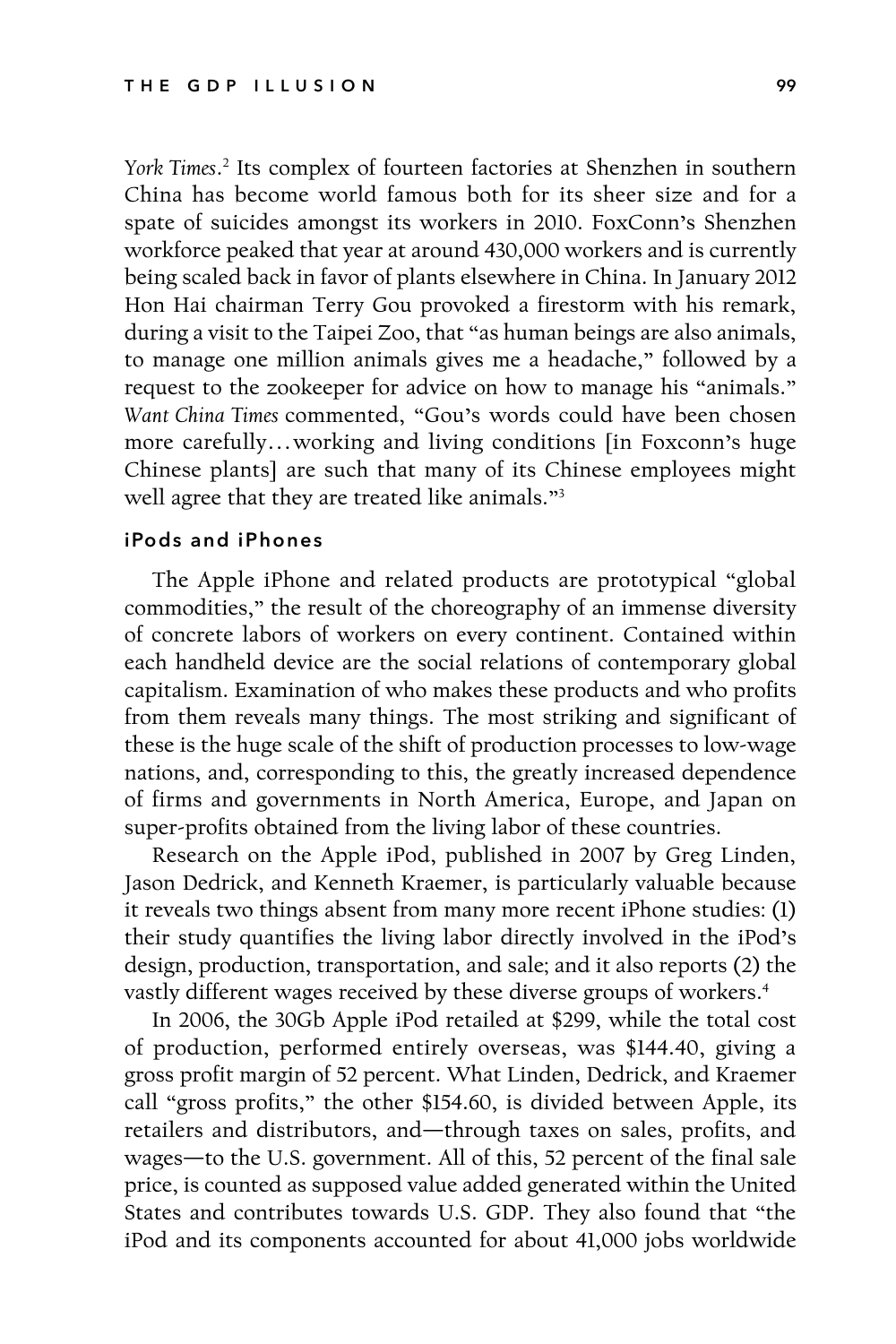*York Times*.[2] Its complex of fourteen factories at Shenzhen in southern China has become world famous both for its sheer size and for a spate of suicides amongst its workers in 2010. FoxConn's Shenzhen workforce peaked that year at around 430,000 workers and is currently being scaled back in favor of plants elsewhere in China. In January 2012 Hon Hai chairman Terry Gou provoked a firestorm with his remark, during a visit to the Taipei Zoo, that "as human beings are also animals, to manage one million animals gives me a headache," followed by a request to the zookeeper for advice on how to manage his "animals." *Want China Times* commented, "Gou's words could have been chosen more carefully…working and living conditions [in Foxconn's huge Chinese plants] are such that many of its Chinese employees might well agree that they are treated like animals."[3]

### iPods and iPhones

The Apple iPhone and related products are prototypical "global commodities," the result of the choreography of an immense diversity of concrete labors of workers on every continent. Contained within each handheld device are the social relations of contemporary global capitalism. Examination of who makes these products and who profits from them reveals many things. The most striking and significant of these is the huge scale of the shift of production processes to low-wage nations, and, corresponding to this, the greatly increased dependence of firms and governments in North America, Europe, and Japan on super-profits obtained from the living labor of these countries.

Research on the Apple iPod, published in 2007 by Greg Linden, Jason Dedrick, and Kenneth Kraemer, is particularly valuable because it reveals two things absent from many more recent iPhone studies: (1) their study quantifies the living labor directly involved in the iPod's design, production, transportation, and sale; and it also reports (2) the vastly different wages received by these diverse groups of workers.[4]

In 2006, the 30Gb Apple iPod retailed at $299, while the total cost of production, performed entirely overseas, was $144.40, giving a gross profit margin of 52 percent. What Linden, Dedrick, and Kraemer call "gross profits," the other $154.60, is divided between Apple, its retailers and distributors, and—through taxes on sales, profits, and wages—to the U.S. government. All of this, 52 percent of the final sale price, is counted as supposed value added generated within the United States and contributes towards U.S. GDP. They also found that "the iPod and its components accounted for about 41,000 jobs worldwide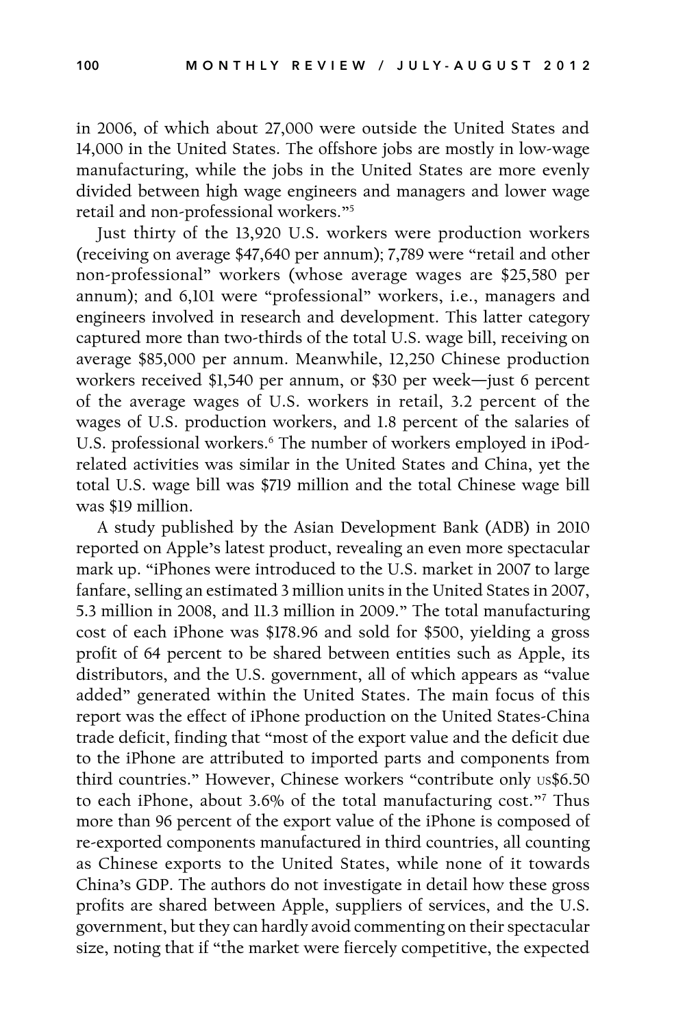in 2006, of which about 27,000 were outside the United States and 14,000 in the United States. The offshore jobs are mostly in low-wage manufacturing, while the jobs in the United States are more evenly divided between high wage engineers and managers and lower wage retail and non-professional workers."[5]

Just thirty of the 13,920 U.S. workers were production workers (receiving on average $47,640 per annum); 7,789 were "retail and other non-professional" workers (whose average wages are $25,580 per annum); and 6,101 were "professional" workers, i.e., managers and engineers involved in research and development. This latter category captured more than two-thirds of the total U.S. wage bill, receiving on average $85,000 per annum. Meanwhile, 12,250 Chinese production workers received $1,540 per annum, or $30 per week—just 6 percent of the average wages of U.S. workers in retail, 3.2 percent of the wages of U.S. production workers, and 1.8 percent of the salaries of U.S. professional workers.[6] The number of workers employed in iPod-related activities was similar in the United States and China, yet the total U.S. wage bill was $719 million and the total Chinese wage bill was $19 million.

A study published by the Asian Development Bank (ADB) in 2010 reported on Apple's latest product, revealing an even more spectacular mark up. "iPhones were introduced to the U.S. market in 2007 to large fanfare, selling an estimated 3 million units in the United States in 2007, 5.3 million in 2008, and 11.3 million in 2009." The total manufacturing cost of each iPhone was $178.96 and sold for $500, yielding a gross profit of 64 percent to be shared between entities such as Apple, its distributors, and the U.S. government, all of which appears as "value added" generated within the United States. The main focus of this report was the effect of iPhone production on the United States-China trade deficit, finding that "most of the export value and the deficit due to the iPhone are attributed to imported parts and components from third countries." However, Chinese workers "contribute only US$6.50 to each iPhone, about 3.6% of the total manufacturing cost."[7] Thus more than 96 percent of the export value of the iPhone is composed of re-exported components manufactured in third countries, all counting as Chinese exports to the United States, while none of it towards China's GDP. The authors do not investigate in detail how these gross profits are shared between Apple, suppliers of services, and the U.S. government, but they can hardly avoid commenting on their spectacular size, noting that if "the market were fiercely competitive, the expected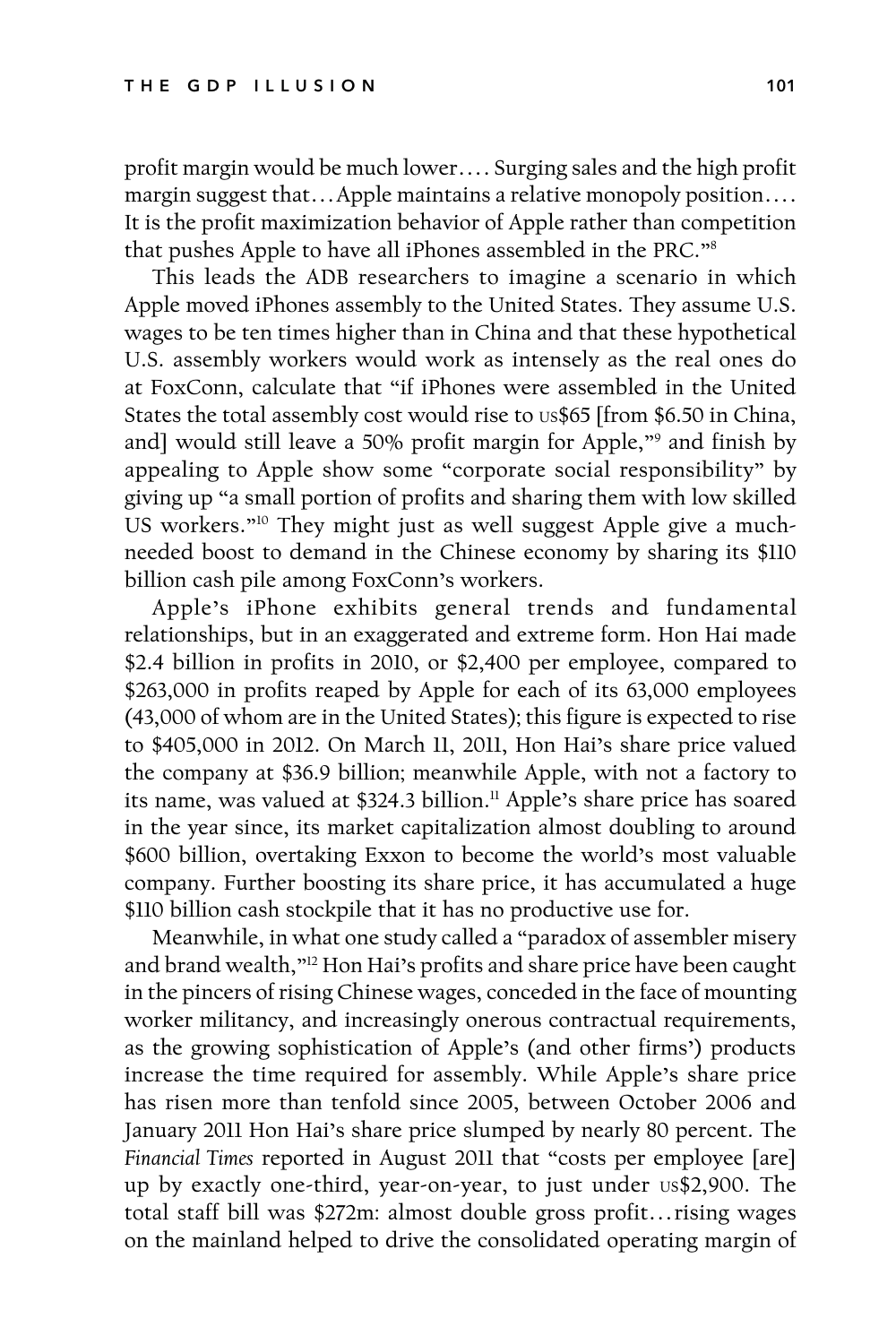profit margin would be much lower.... Surging sales and the high profit margin suggest that...Apple maintains a relative monopoly position.... It is the profit maximization behavior of Apple rather than competition that pushes Apple to have all iPhones assembled in the PRC."[8]

This leads the ADB researchers to imagine a scenario in which Apple moved iPhones assembly to the United States. They assume U.S. wages to be ten times higher than in China and that these hypothetical U.S. assembly workers would work as intensely as the real ones do at FoxConn, calculate that "if iPhones were assembled in the United States the total assembly cost would rise to US$65 [from $6.50 in China, and] would still leave a 50% profit margin for Apple,"[9] and finish by appealing to Apple show some "corporate social responsibility" by giving up "a small portion of profits and sharing them with low skilled US workers."[10] They might just as well suggest Apple give a much-needed boost to demand in the Chinese economy by sharing its $110 billion cash pile among FoxConn's workers.

Apple's iPhone exhibits general trends and fundamental relationships, but in an exaggerated and extreme form. Hon Hai made $2.4 billion in profits in 2010, or $2,400 per employee, compared to $263,000 in profits reaped by Apple for each of its 63,000 employees (43,000 of whom are in the United States); this figure is expected to rise to $405,000 in 2012. On March 11, 2011, Hon Hai's share price valued the company at $36.9 billion; meanwhile Apple, with not a factory to its name, was valued at $324.3 billion.[11] Apple's share price has soared in the year since, its market capitalization almost doubling to around $600 billion, overtaking Exxon to become the world's most valuable company. Further boosting its share price, it has accumulated a huge $110 billion cash stockpile that it has no productive use for.

Meanwhile, in what one study called a "paradox of assembler misery and brand wealth,"[12] Hon Hai's profits and share price have been caught in the pincers of rising Chinese wages, conceded in the face of mounting worker militancy, and increasingly onerous contractual requirements, as the growing sophistication of Apple's (and other firms') products increase the time required for assembly. While Apple's share price has risen more than tenfold since 2005, between October 2006 and January 2011 Hon Hai's share price slumped by nearly 80 percent. The *Financial Times* reported in August 2011 that "costs per employee [are] up by exactly one-third, year-on-year, to just under US$2,900. The total staff bill was $272m: almost double gross profit...rising wages on the mainland helped to drive the consolidated operating margin of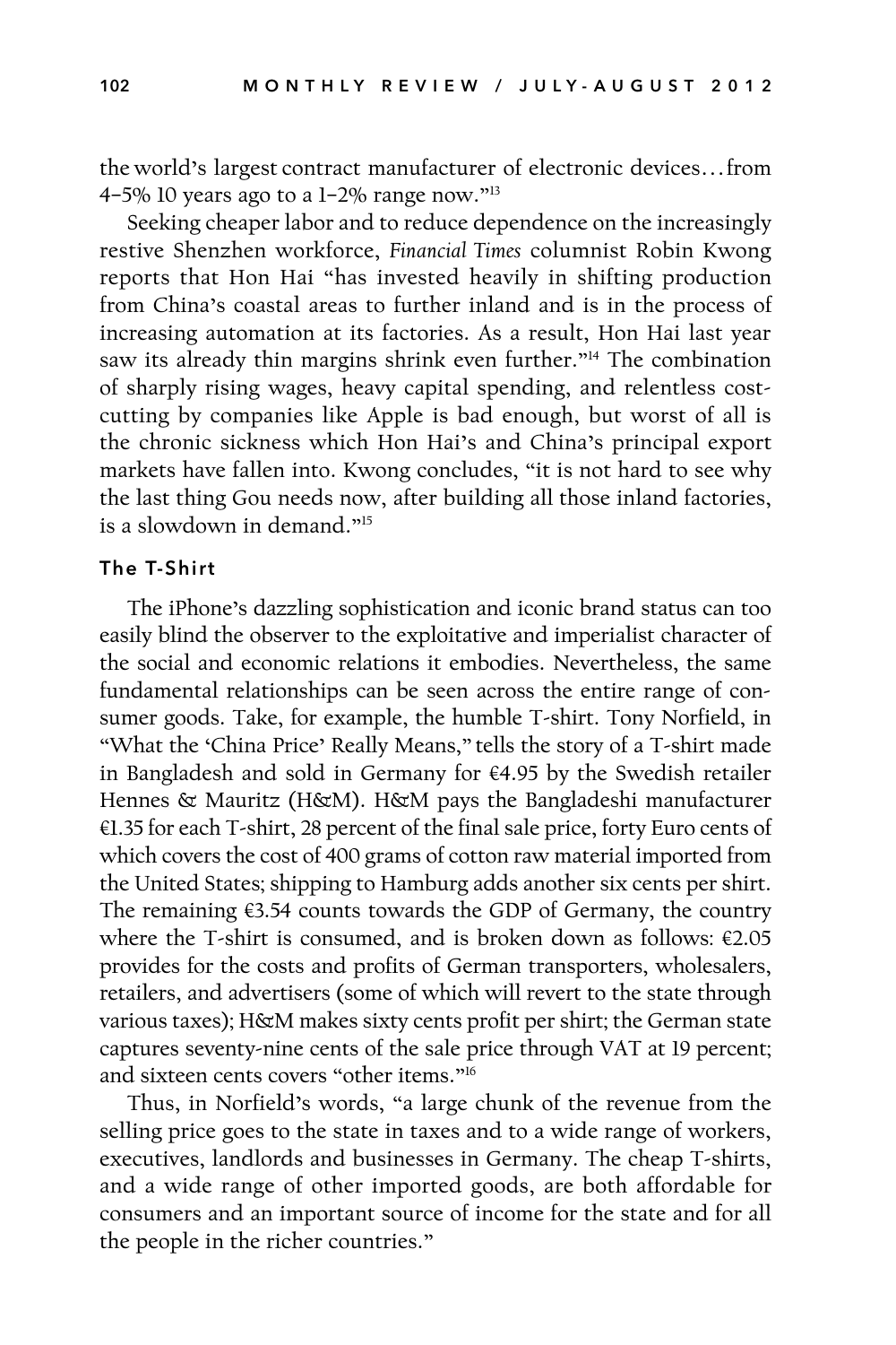the world's largest contract manufacturer of electronic devices…from 4–5% 10 years ago to a 1–2% range now."[13]

Seeking cheaper labor and to reduce dependence on the increasingly restive Shenzhen workforce, *Financial Times* columnist Robin Kwong reports that Hon Hai "has invested heavily in shifting production from China's coastal areas to further inland and is in the process of increasing automation at its factories. As a result, Hon Hai last year saw its already thin margins shrink even further."[14] The combination of sharply rising wages, heavy capital spending, and relentless cost-cutting by companies like Apple is bad enough, but worst of all is the chronic sickness which Hon Hai's and China's principal export markets have fallen into. Kwong concludes, "it is not hard to see why the last thing Gou needs now, after building all those inland factories, is a slowdown in demand."[15]

### The T-Shirt

The iPhone's dazzling sophistication and iconic brand status can too easily blind the observer to the exploitative and imperialist character of the social and economic relations it embodies. Nevertheless, the same fundamental relationships can be seen across the entire range of consumer goods. Take, for example, the humble T-shirt. Tony Norfield, in "What the 'China Price' Really Means," tells the story of a T-shirt made in Bangladesh and sold in Germany for €4.95 by the Swedish retailer Hennes & Mauritz (H&M). H&M pays the Bangladeshi manufacturer €1.35 for each T-shirt, 28 percent of the final sale price, forty Euro cents of which covers the cost of 400 grams of cotton raw material imported from the United States; shipping to Hamburg adds another six cents per shirt. The remaining €3.54 counts towards the GDP of Germany, the country where the T-shirt is consumed, and is broken down as follows: €2.05 provides for the costs and profits of German transporters, wholesalers, retailers, and advertisers (some of which will revert to the state through various taxes); H&M makes sixty cents profit per shirt; the German state captures seventy-nine cents of the sale price through VAT at 19 percent; and sixteen cents covers "other items."[16]

Thus, in Norfield's words, "a large chunk of the revenue from the selling price goes to the state in taxes and to a wide range of workers, executives, landlords and businesses in Germany. The cheap T-shirts, and a wide range of other imported goods, are both affordable for consumers and an important source of income for the state and for all the people in the richer countries."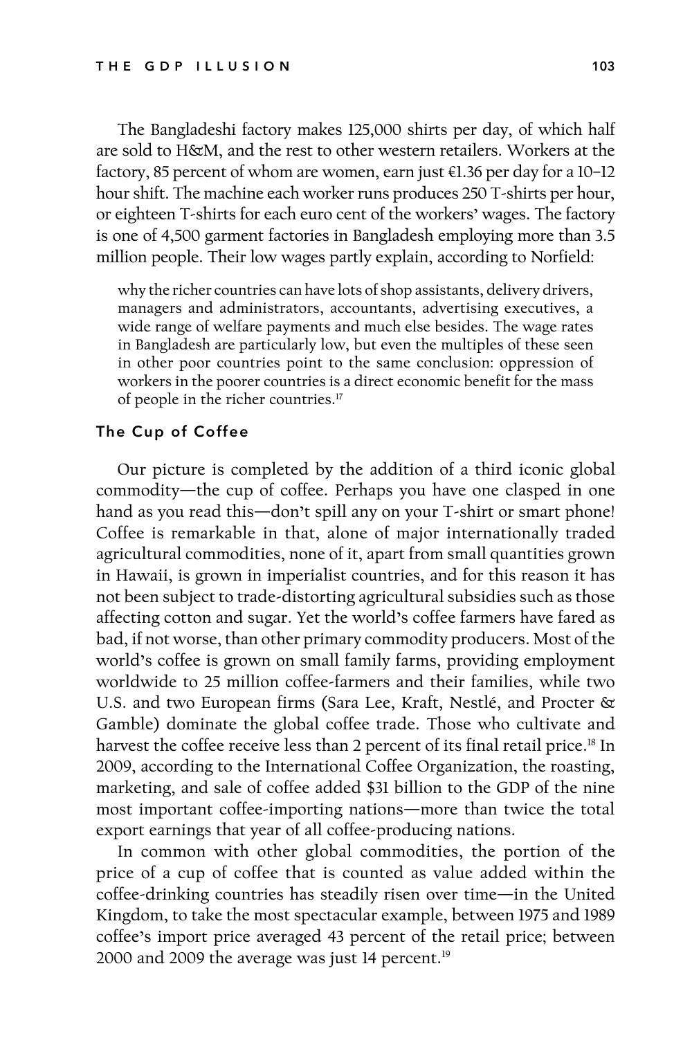The Bangladeshi factory makes 125,000 shirts per day, of which half are sold to H&M, and the rest to other western retailers. Workers at the factory, 85 percent of whom are women, earn just €1.36 per day for a 10–12 hour shift. The machine each worker runs produces 250 T-shirts per hour, or eighteen T-shirts for each euro cent of the workers' wages. The factory is one of 4,500 garment factories in Bangladesh employing more than 3.5 million people. Their low wages partly explain, according to Norfield:

> why the richer countries can have lots of shop assistants, delivery drivers, managers and administrators, accountants, advertising executives, a wide range of welfare payments and much else besides. The wage rates in Bangladesh are particularly low, but even the multiples of these seen in other poor countries point to the same conclusion: oppression of workers in the poorer countries is a direct economic benefit for the mass of people in the richer countries.[17]

### The Cup of Coffee

Our picture is completed by the addition of a third iconic global commodity—the cup of coffee. Perhaps you have one clasped in one hand as you read this—don't spill any on your T-shirt or smart phone! Coffee is remarkable in that, alone of major internationally traded agricultural commodities, none of it, apart from small quantities grown in Hawaii, is grown in imperialist countries, and for this reason it has not been subject to trade-distorting agricultural subsidies such as those affecting cotton and sugar. Yet the world's coffee farmers have fared as bad, if not worse, than other primary commodity producers. Most of the world's coffee is grown on small family farms, providing employment worldwide to 25 million coffee-farmers and their families, while two U.S. and two European firms (Sara Lee, Kraft, Nestlé, and Procter & Gamble) dominate the global coffee trade. Those who cultivate and harvest the coffee receive less than 2 percent of its final retail price.[18] In 2009, according to the International Coffee Organization, the roasting, marketing, and sale of coffee added $31 billion to the GDP of the nine most important coffee-importing nations—more than twice the total export earnings that year of all coffee-producing nations.

In common with other global commodities, the portion of the price of a cup of coffee that is counted as value added within the coffee-drinking countries has steadily risen over time—in the United Kingdom, to take the most spectacular example, between 1975 and 1989 coffee's import price averaged 43 percent of the retail price; between 2000 and 2009 the average was just 14 percent.[19]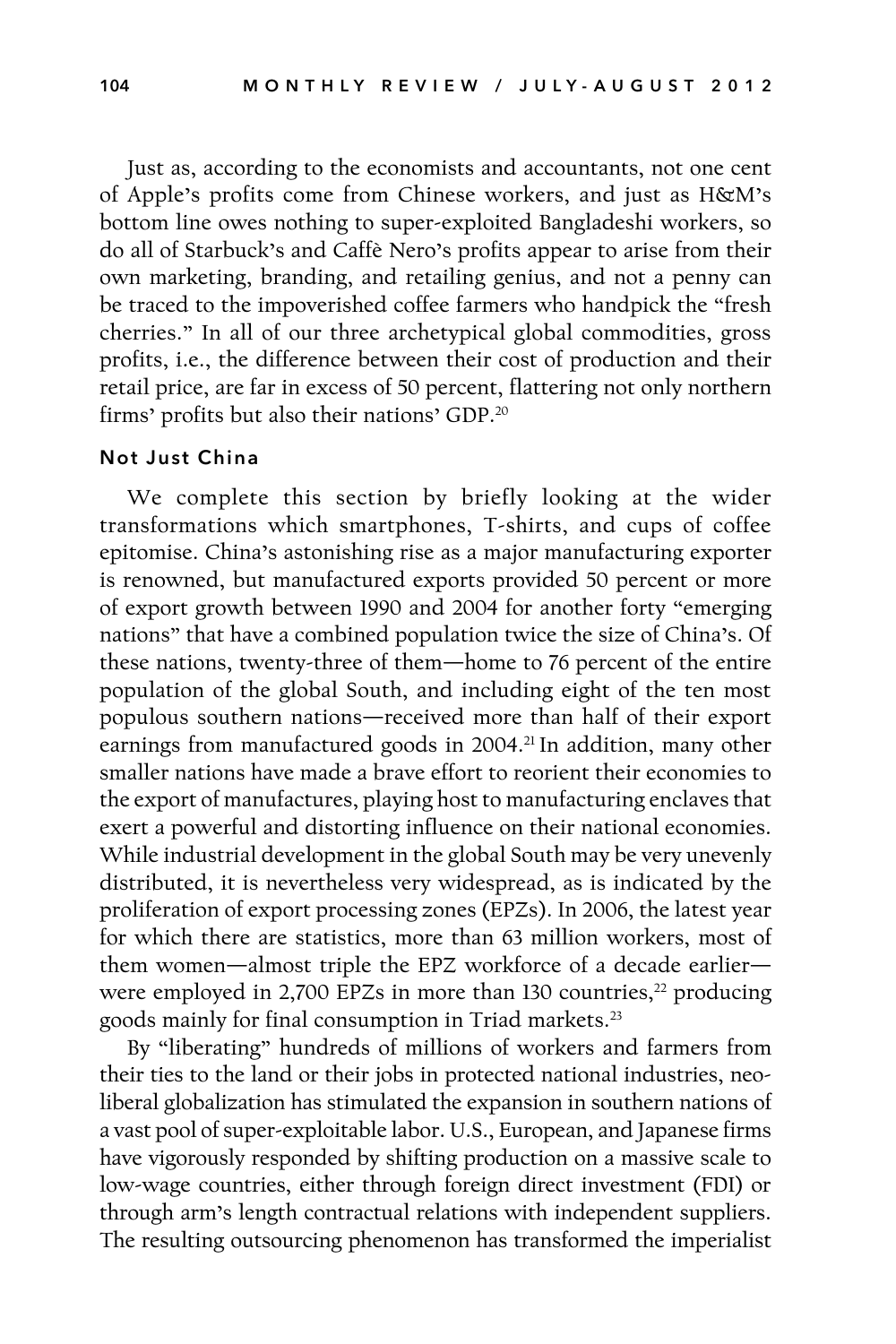Just as, according to the economists and accountants, not one cent of Apple's profits come from Chinese workers, and just as H&M's bottom line owes nothing to super-exploited Bangladeshi workers, so do all of Starbuck's and Caffè Nero's profits appear to arise from their own marketing, branding, and retailing genius, and not a penny can be traced to the impoverished coffee farmers who handpick the "fresh cherries." In all of our three archetypical global commodities, gross profits, i.e., the difference between their cost of production and their retail price, are far in excess of 50 percent, flattering not only northern firms' profits but also their nations' GDP.[20]

### Not Just China

We complete this section by briefly looking at the wider transformations which smartphones, T-shirts, and cups of coffee epitomise. China's astonishing rise as a major manufacturing exporter is renowned, but manufactured exports provided 50 percent or more of export growth between 1990 and 2004 for another forty "emerging nations" that have a combined population twice the size of China's. Of these nations, twenty-three of them—home to 76 percent of the entire population of the global South, and including eight of the ten most populous southern nations—received more than half of their export earnings from manufactured goods in 2004.[21] In addition, many other smaller nations have made a brave effort to reorient their economies to the export of manufactures, playing host to manufacturing enclaves that exert a powerful and distorting influence on their national economies. While industrial development in the global South may be very unevenly distributed, it is nevertheless very widespread, as is indicated by the proliferation of export processing zones (EPZs). In 2006, the latest year for which there are statistics, more than 63 million workers, most of them women—almost triple the EPZ workforce of a decade earlier—were employed in 2,700 EPZs in more than 130 countries,[22] producing goods mainly for final consumption in Triad markets.[23]

By "liberating" hundreds of millions of workers and farmers from their ties to the land or their jobs in protected national industries, neoliberal globalization has stimulated the expansion in southern nations of a vast pool of super-exploitable labor. U.S., European, and Japanese firms have vigorously responded by shifting production on a massive scale to low-wage countries, either through foreign direct investment (FDI) or through arm's length contractual relations with independent suppliers. The resulting outsourcing phenomenon has transformed the imperialist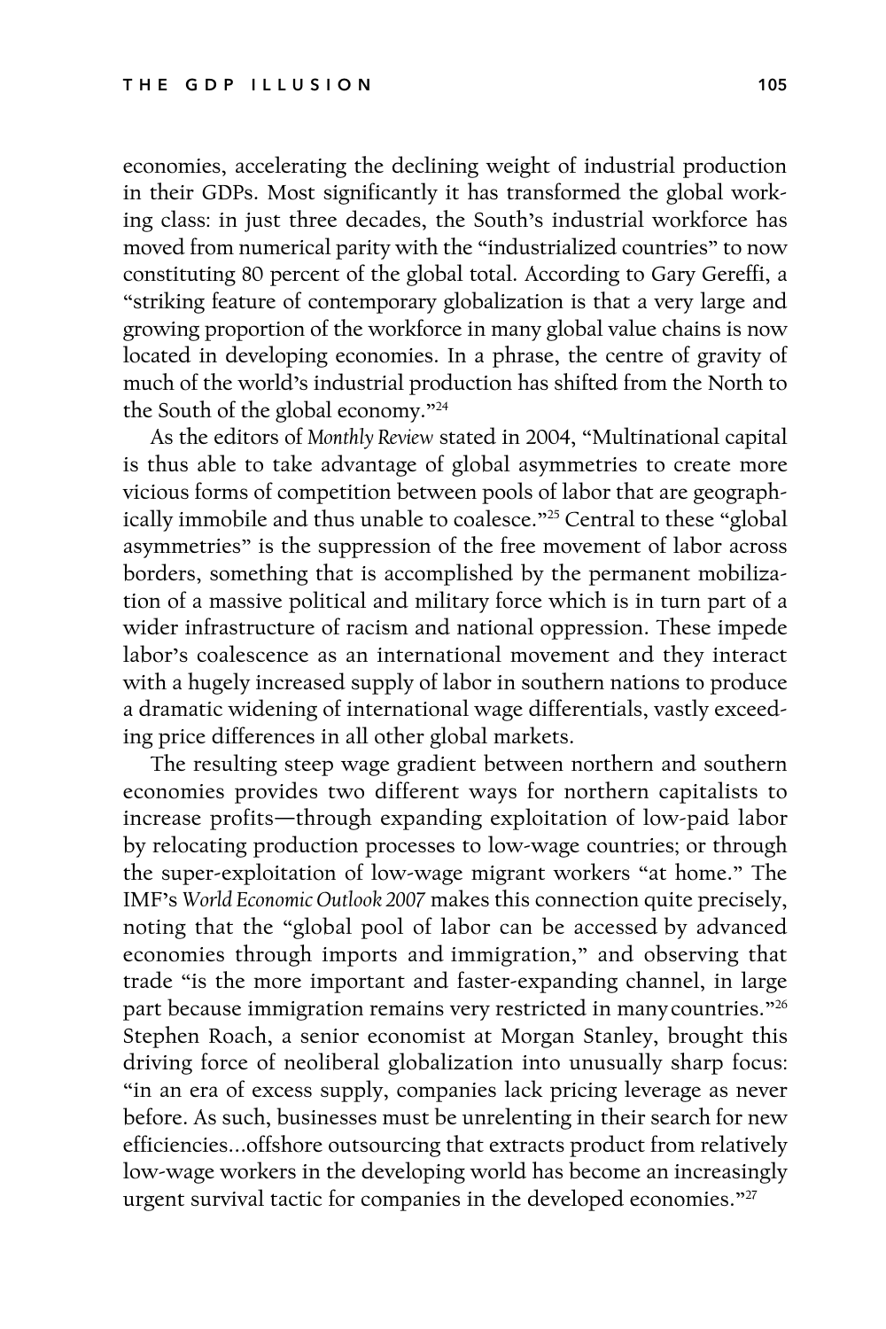economies, accelerating the declining weight of industrial production in their GDPs. Most significantly it has transformed the global working class: in just three decades, the South's industrial workforce has moved from numerical parity with the "industrialized countries" to now constituting 80 percent of the global total. According to Gary Gereffi, a "striking feature of contemporary globalization is that a very large and growing proportion of the workforce in many global value chains is now located in developing economies. In a phrase, the centre of gravity of much of the world's industrial production has shifted from the North to the South of the global economy."[24]

As the editors of *Monthly Review* stated in 2004, "Multinational capital is thus able to take advantage of global asymmetries to create more vicious forms of competition between pools of labor that are geographically immobile and thus unable to coalesce."[25] Central to these "global asymmetries" is the suppression of the free movement of labor across borders, something that is accomplished by the permanent mobilization of a massive political and military force which is in turn part of a wider infrastructure of racism and national oppression. These impede labor's coalescence as an international movement and they interact with a hugely increased supply of labor in southern nations to produce a dramatic widening of international wage differentials, vastly exceeding price differences in all other global markets.

The resulting steep wage gradient between northern and southern economies provides two different ways for northern capitalists to increase profits—through expanding exploitation of low-paid labor by relocating production processes to low-wage countries; or through the super-exploitation of low-wage migrant workers "at home." The IMF's *World Economic Outlook 2007* makes this connection quite precisely, noting that the "global pool of labor can be accessed by advanced economies through imports and immigration," and observing that trade "is the more important and faster-expanding channel, in large part because immigration remains very restricted in many countries."[26] Stephen Roach, a senior economist at Morgan Stanley, brought this driving force of neoliberal globalization into unusually sharp focus: "in an era of excess supply, companies lack pricing leverage as never before. As such, businesses must be unrelenting in their search for new efficiencies...offshore outsourcing that extracts product from relatively low-wage workers in the developing world has become an increasingly urgent survival tactic for companies in the developed economies."[27]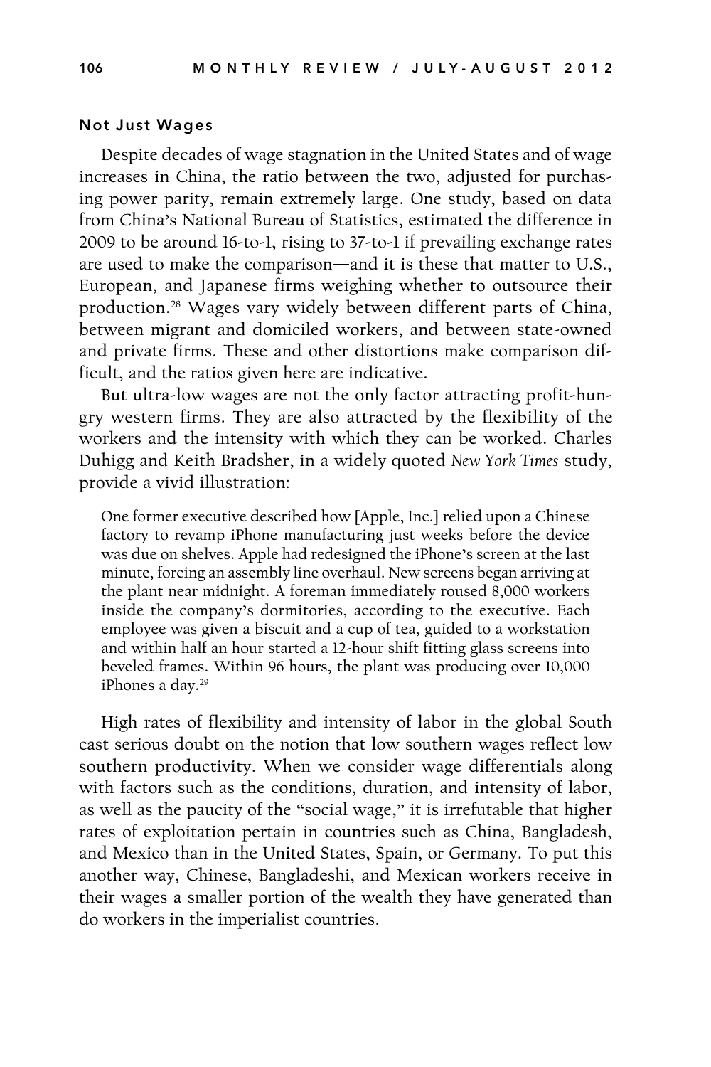### Not Just Wages

Despite decades of wage stagnation in the United States and of wage increases in China, the ratio between the two, adjusted for purchasing power parity, remain extremely large. One study, based on data from China's National Bureau of Statistics, estimated the difference in 2009 to be around 16-to-1, rising to 37-to-1 if prevailing exchange rates are used to make the comparison—and it is these that matter to U.S., European, and Japanese firms weighing whether to outsource their production.[28] Wages vary widely between different parts of China, between migrant and domiciled workers, and between state-owned and private firms. These and other distortions make comparison difficult, and the ratios given here are indicative.

But ultra-low wages are not the only factor attracting profit-hungry western firms. They are also attracted by the flexibility of the workers and the intensity with which they can be worked. Charles Duhigg and Keith Bradsher, in a widely quoted *New York Times* study, provide a vivid illustration:

> One former executive described how [Apple, Inc.] relied upon a Chinese factory to revamp iPhone manufacturing just weeks before the device was due on shelves. Apple had redesigned the iPhone's screen at the last minute, forcing an assembly line overhaul. New screens began arriving at the plant near midnight. A foreman immediately roused 8,000 workers inside the company's dormitories, according to the executive. Each employee was given a biscuit and a cup of tea, guided to a workstation and within half an hour started a 12-hour shift fitting glass screens into beveled frames. Within 96 hours, the plant was producing over 10,000 iPhones a day.[29]

High rates of flexibility and intensity of labor in the global South cast serious doubt on the notion that low southern wages reflect low southern productivity. When we consider wage differentials along with factors such as the conditions, duration, and intensity of labor, as well as the paucity of the "social wage," it is irrefutable that higher rates of exploitation pertain in countries such as China, Bangladesh, and Mexico than in the United States, Spain, or Germany. To put this another way, Chinese, Bangladeshi, and Mexican workers receive in their wages a smaller portion of the wealth they have generated than do workers in the imperialist countries.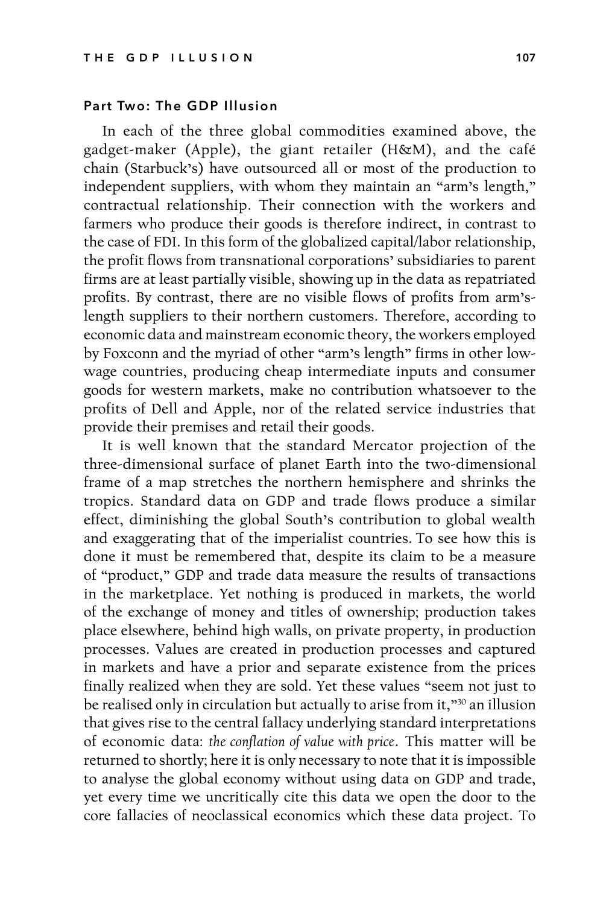## Part Two: The GDP Illusion

In each of the three global commodities examined above, the gadget-maker (Apple), the giant retailer (H&M), and the café chain (Starbuck's) have outsourced all or most of the production to independent suppliers, with whom they maintain an "arm's length," contractual relationship. Their connection with the workers and farmers who produce their goods is therefore indirect, in contrast to the case of FDI. In this form of the globalized capital/labor relationship, the profit flows from transnational corporations' subsidiaries to parent firms are at least partially visible, showing up in the data as repatriated profits. By contrast, there are no visible flows of profits from arm's-length suppliers to their northern customers. Therefore, according to economic data and mainstream economic theory, the workers employed by Foxconn and the myriad of other "arm's length" firms in other low-wage countries, producing cheap intermediate inputs and consumer goods for western markets, make no contribution whatsoever to the profits of Dell and Apple, nor of the related service industries that provide their premises and retail their goods.

It is well known that the standard Mercator projection of the three-dimensional surface of planet Earth into the two-dimensional frame of a map stretches the northern hemisphere and shrinks the tropics. Standard data on GDP and trade flows produce a similar effect, diminishing the global South's contribution to global wealth and exaggerating that of the imperialist countries. To see how this is done it must be remembered that, despite its claim to be a measure of "product," GDP and trade data measure the results of transactions in the marketplace. Yet nothing is produced in markets, the world of the exchange of money and titles of ownership; production takes place elsewhere, behind high walls, on private property, in production processes. Values are created in production processes and captured in markets and have a prior and separate existence from the prices finally realized when they are sold. Yet these values "seem not just to be realised only in circulation but actually to arise from it,"[30] an illusion that gives rise to the central fallacy underlying standard interpretations of economic data: *the conflation of value with price*. This matter will be returned to shortly; here it is only necessary to note that it is impossible to analyse the global economy without using data on GDP and trade, yet every time we uncritically cite this data we open the door to the core fallacies of neoclassical economics which these data project. To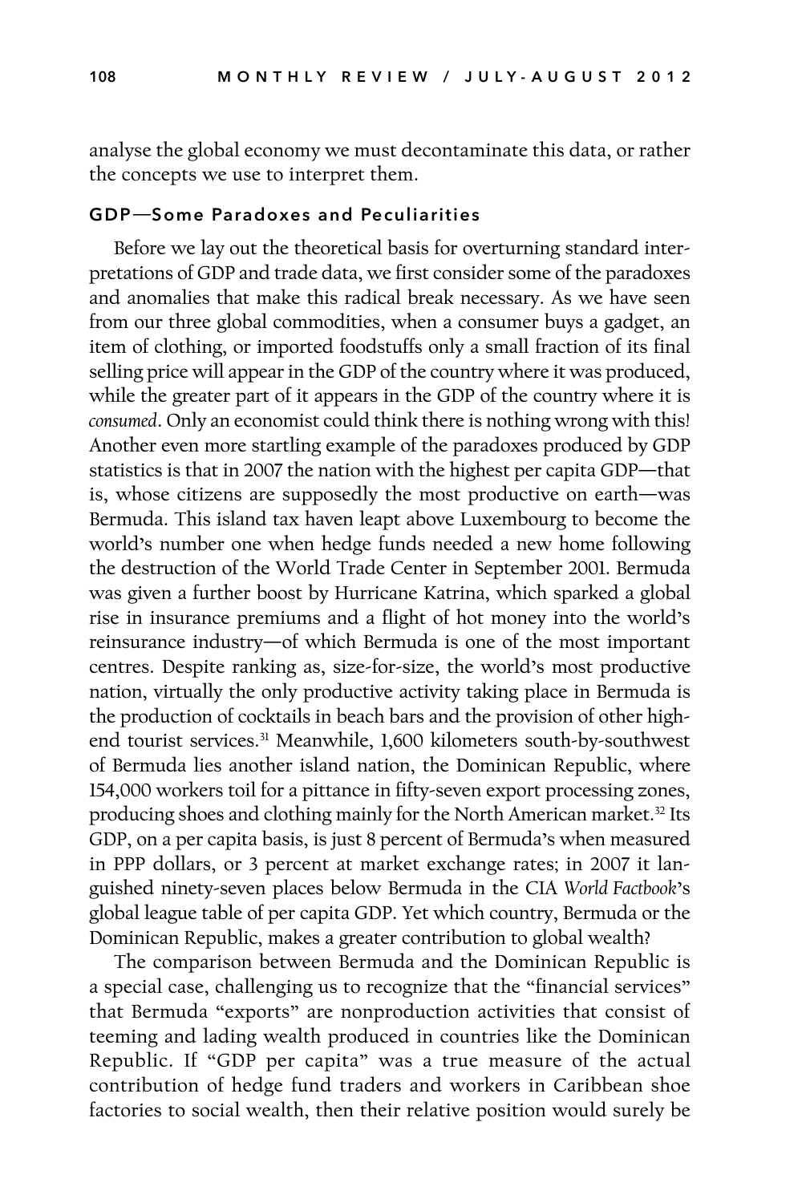analyse the global economy we must decontaminate this data, or rather the concepts we use to interpret them.

## GDP—Some Paradoxes and Peculiarities

Before we lay out the theoretical basis for overturning standard interpretations of GDP and trade data, we first consider some of the paradoxes and anomalies that make this radical break necessary. As we have seen from our three global commodities, when a consumer buys a gadget, an item of clothing, or imported foodstuffs only a small fraction of its final selling price will appear in the GDP of the country where it was produced, while the greater part of it appears in the GDP of the country where it is *consumed*. Only an economist could think there is nothing wrong with this! Another even more startling example of the paradoxes produced by GDP statistics is that in 2007 the nation with the highest per capita GDP—that is, whose citizens are supposedly the most productive on earth—was Bermuda. This island tax haven leapt above Luxembourg to become the world's number one when hedge funds needed a new home following the destruction of the World Trade Center in September 2001. Bermuda was given a further boost by Hurricane Katrina, which sparked a global rise in insurance premiums and a flight of hot money into the world's reinsurance industry—of which Bermuda is one of the most important centres. Despite ranking as, size-for-size, the world's most productive nation, virtually the only productive activity taking place in Bermuda is the production of cocktails in beach bars and the provision of other high-end tourist services.[31] Meanwhile, 1,600 kilometers south-by-southwest of Bermuda lies another island nation, the Dominican Republic, where 154,000 workers toil for a pittance in fifty-seven export processing zones, producing shoes and clothing mainly for the North American market.[32] Its GDP, on a per capita basis, is just 8 percent of Bermuda's when measured in PPP dollars, or 3 percent at market exchange rates; in 2007 it languished ninety-seven places below Bermuda in the CIA *World Factbook*'s global league table of per capita GDP. Yet which country, Bermuda or the Dominican Republic, makes a greater contribution to global wealth?

The comparison between Bermuda and the Dominican Republic is a special case, challenging us to recognize that the "financial services" that Bermuda "exports" are nonproduction activities that consist of teeming and lading wealth produced in countries like the Dominican Republic. If "GDP per capita" was a true measure of the actual contribution of hedge fund traders and workers in Caribbean shoe factories to social wealth, then their relative position would surely be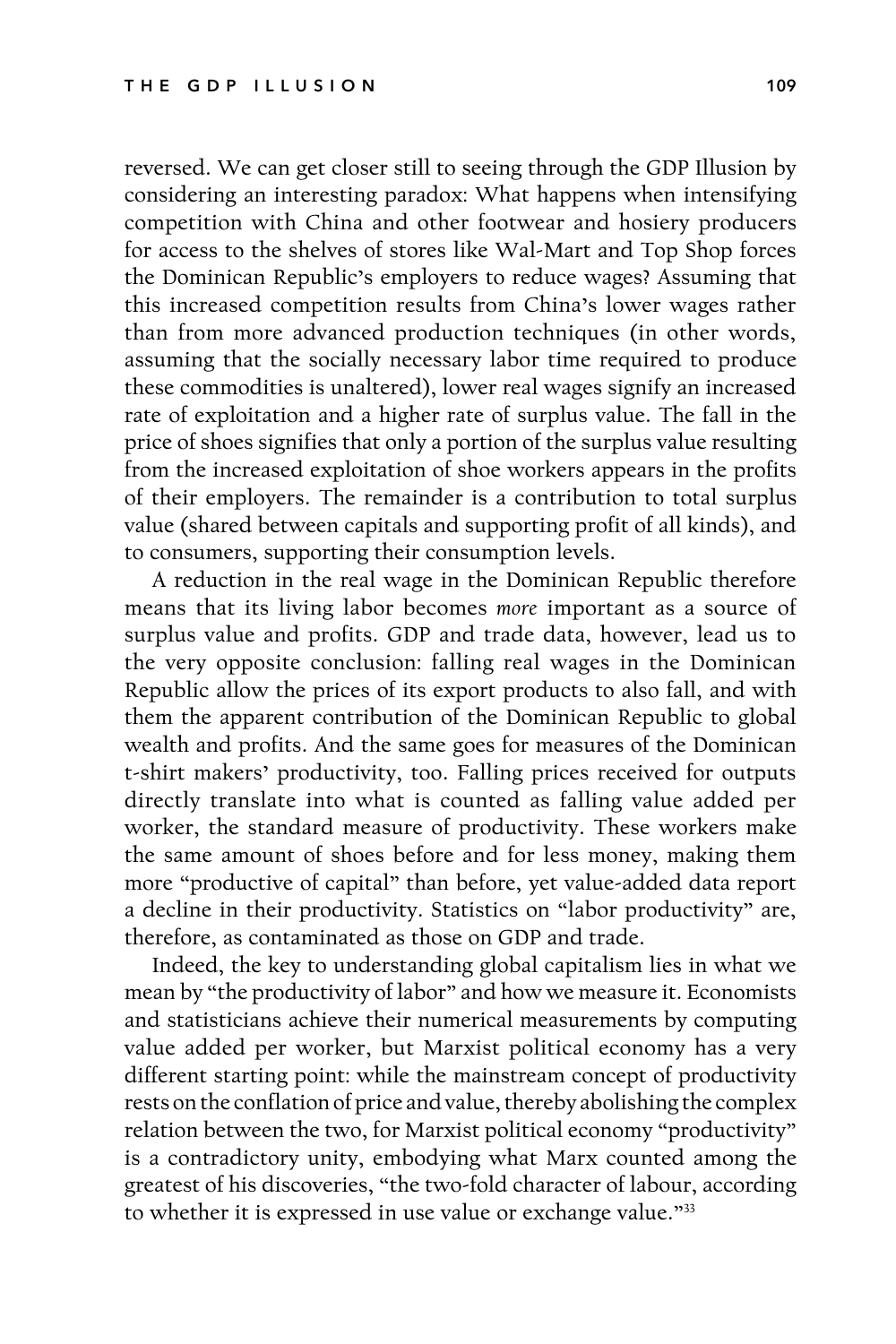reversed. We can get closer still to seeing through the GDP Illusion by considering an interesting paradox: What happens when intensifying competition with China and other footwear and hosiery producers for access to the shelves of stores like Wal-Mart and Top Shop forces the Dominican Republic's employers to reduce wages? Assuming that this increased competition results from China's lower wages rather than from more advanced production techniques (in other words, assuming that the socially necessary labor time required to produce these commodities is unaltered), lower real wages signify an increased rate of exploitation and a higher rate of surplus value. The fall in the price of shoes signifies that only a portion of the surplus value resulting from the increased exploitation of shoe workers appears in the profits of their employers. The remainder is a contribution to total surplus value (shared between capitals and supporting profit of all kinds), and to consumers, supporting their consumption levels.

A reduction in the real wage in the Dominican Republic therefore means that its living labor becomes *more* important as a source of surplus value and profits. GDP and trade data, however, lead us to the very opposite conclusion: falling real wages in the Dominican Republic allow the prices of its export products to also fall, and with them the apparent contribution of the Dominican Republic to global wealth and profits. And the same goes for measures of the Dominican t-shirt makers' productivity, too. Falling prices received for outputs directly translate into what is counted as falling value added per worker, the standard measure of productivity. These workers make the same amount of shoes before and for less money, making them more "productive of capital" than before, yet value-added data report a decline in their productivity. Statistics on "labor productivity" are, therefore, as contaminated as those on GDP and trade.

Indeed, the key to understanding global capitalism lies in what we mean by "the productivity of labor" and how we measure it. Economists and statisticians achieve their numerical measurements by computing value added per worker, but Marxist political economy has a very different starting point: while the mainstream concept of productivity rests on the conflation of price and value, thereby abolishing the complex relation between the two, for Marxist political economy "productivity" is a contradictory unity, embodying what Marx counted among the greatest of his discoveries, "the two-fold character of labour, according to whether it is expressed in use value or exchange value."[33]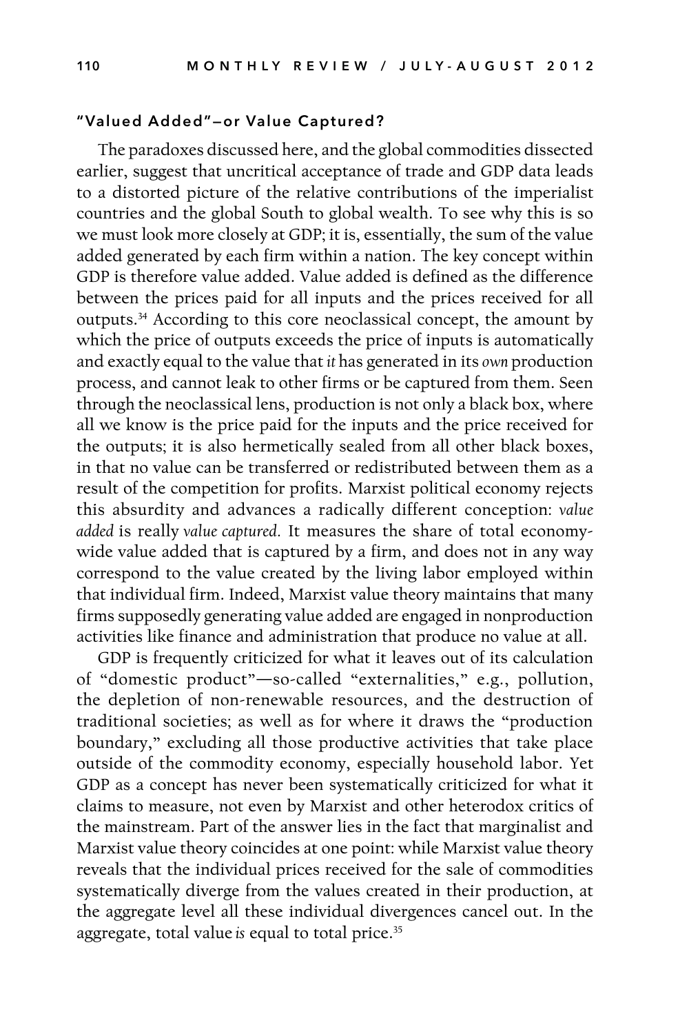### "Valued Added"—or Value Captured?

The paradoxes discussed here, and the global commodities dissected earlier, suggest that uncritical acceptance of trade and GDP data leads to a distorted picture of the relative contributions of the imperialist countries and the global South to global wealth. To see why this is so we must look more closely at GDP; it is, essentially, the sum of the value added generated by each firm within a nation. The key concept within GDP is therefore value added. Value added is defined as the difference between the prices paid for all inputs and the prices received for all outputs.[34] According to this core neoclassical concept, the amount by which the price of outputs exceeds the price of inputs is automatically and exactly equal to the value that *it* has generated in its *own* production process, and cannot leak to other firms or be captured from them. Seen through the neoclassical lens, production is not only a black box, where all we know is the price paid for the inputs and the price received for the outputs; it is also hermetically sealed from all other black boxes, in that no value can be transferred or redistributed between them as a result of the competition for profits. Marxist political economy rejects this absurdity and advances a radically different conception: *value added* is really *value captured*. It measures the share of total economy-wide value added that is captured by a firm, and does not in any way correspond to the value created by the living labor employed within that individual firm. Indeed, Marxist value theory maintains that many firms supposedly generating value added are engaged in nonproduction activities like finance and administration that produce no value at all.

GDP is frequently criticized for what it leaves out of its calculation of "domestic product"—so-called "externalities," e.g., pollution, the depletion of non-renewable resources, and the destruction of traditional societies; as well as for where it draws the "production boundary," excluding all those productive activities that take place outside of the commodity economy, especially household labor. Yet GDP as a concept has never been systematically criticized for what it claims to measure, not even by Marxist and other heterodox critics of the mainstream. Part of the answer lies in the fact that marginalist and Marxist value theory coincides at one point: while Marxist value theory reveals that the individual prices received for the sale of commodities systematically diverge from the values created in their production, at the aggregate level all these individual divergences cancel out. In the aggregate, total value *is* equal to total price.[35]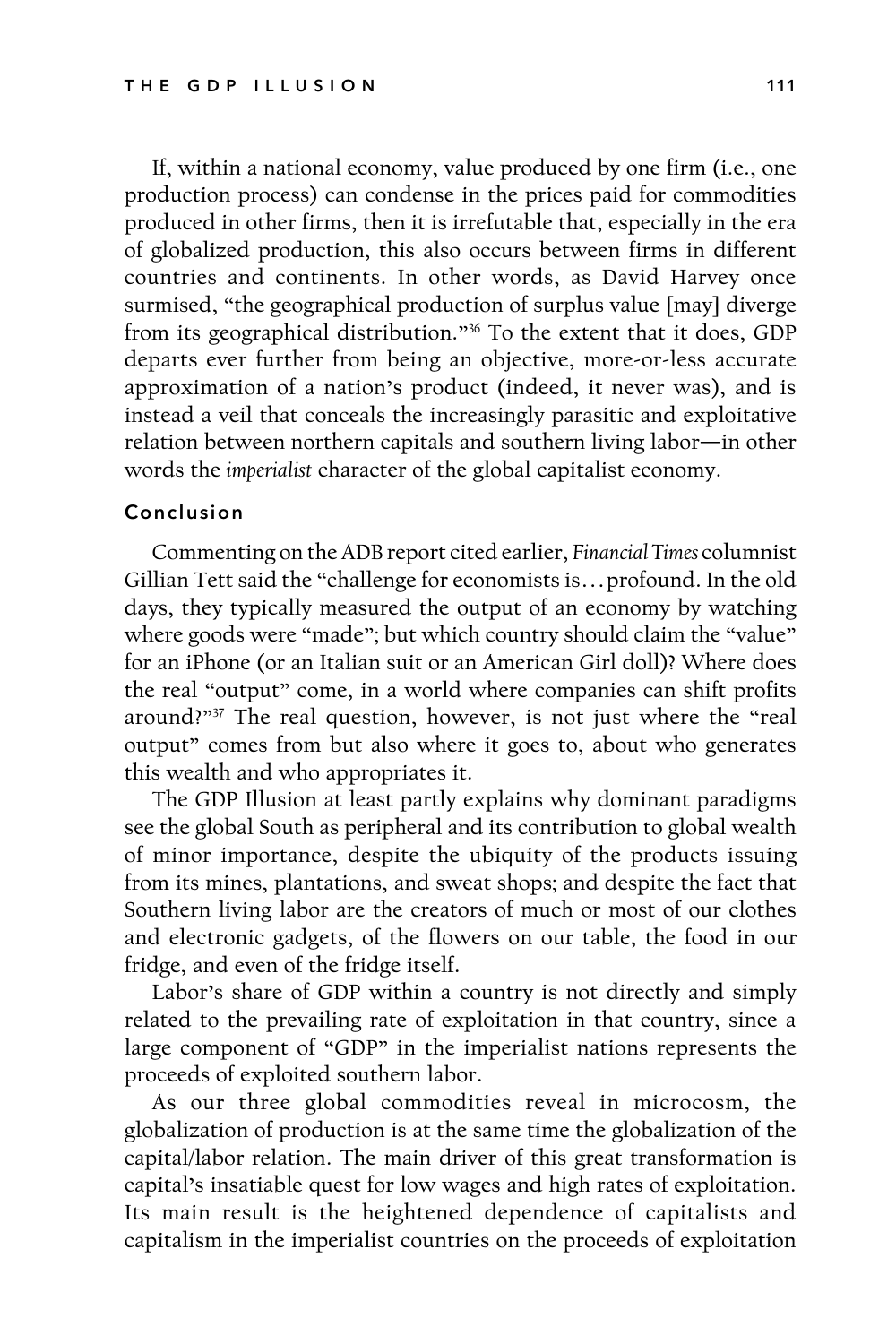If, within a national economy, value produced by one firm (i.e., one production process) can condense in the prices paid for commodities produced in other firms, then it is irrefutable that, especially in the era of globalized production, this also occurs between firms in different countries and continents. In other words, as David Harvey once surmised, "the geographical production of surplus value [may] diverge from its geographical distribution."[36] To the extent that it does, GDP departs ever further from being an objective, more-or-less accurate approximation of a nation's product (indeed, it never was), and is instead a veil that conceals the increasingly parasitic and exploitative relation between northern capitals and southern living labor—in other words the *imperialist* character of the global capitalist economy.

### Conclusion

Commenting on the ADB report cited earlier, *Financial Times* columnist Gillian Tett said the "challenge for economists is… profound. In the old days, they typically measured the output of an economy by watching where goods were "made"; but which country should claim the "value" for an iPhone (or an Italian suit or an American Girl doll)? Where does the real "output" come, in a world where companies can shift profits around?"[37] The real question, however, is not just where the "real output" comes from but also where it goes to, about who generates this wealth and who appropriates it.

The GDP Illusion at least partly explains why dominant paradigms see the global South as peripheral and its contribution to global wealth of minor importance, despite the ubiquity of the products issuing from its mines, plantations, and sweat shops; and despite the fact that Southern living labor are the creators of much or most of our clothes and electronic gadgets, of the flowers on our table, the food in our fridge, and even of the fridge itself.

Labor's share of GDP within a country is not directly and simply related to the prevailing rate of exploitation in that country, since a large component of "GDP" in the imperialist nations represents the proceeds of exploited southern labor.

As our three global commodities reveal in microcosm, the globalization of production is at the same time the globalization of the capital/labor relation. The main driver of this great transformation is capital's insatiable quest for low wages and high rates of exploitation. Its main result is the heightened dependence of capitalists and capitalism in the imperialist countries on the proceeds of exploitation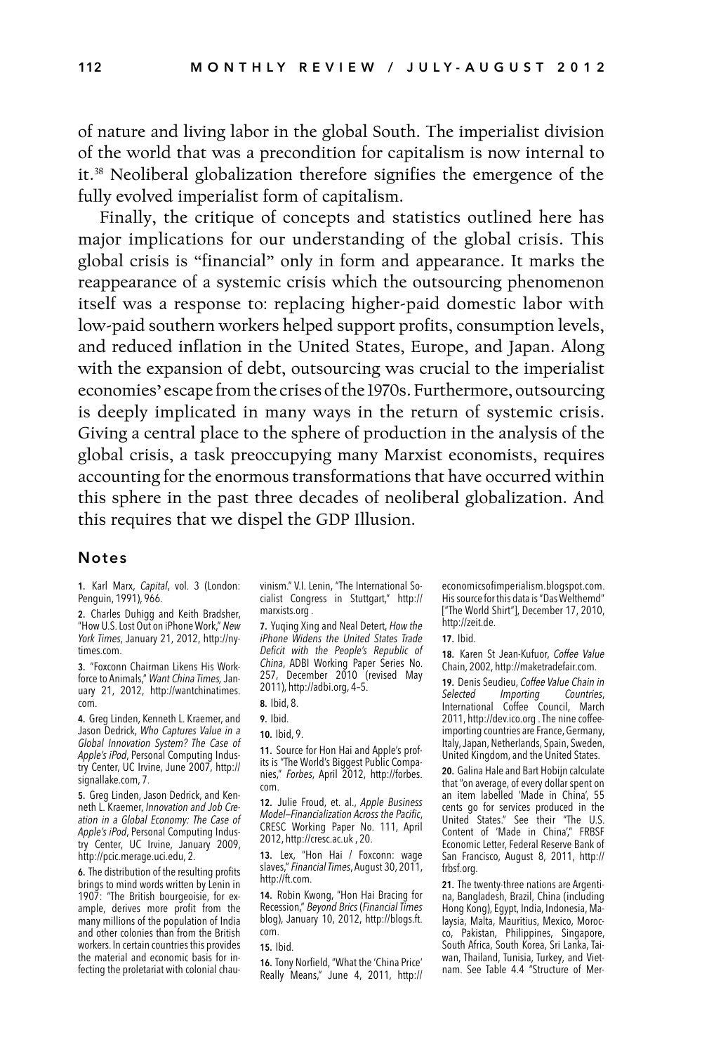of nature and living labor in the global South. The imperialist division of the world that was a precondition for capitalism is now internal to it.[38] Neoliberal globalization therefore signifies the emergence of the fully evolved imperialist form of capitalism.

Finally, the critique of concepts and statistics outlined here has major implications for our understanding of the global crisis. This global crisis is "financial" only in form and appearance. It marks the reappearance of a systemic crisis which the outsourcing phenomenon itself was a response to: replacing higher-paid domestic labor with low-paid southern workers helped support profits, consumption levels, and reduced inflation in the United States, Europe, and Japan. Along with the expansion of debt, outsourcing was crucial to the imperialist economies' escape from the crises of the 1970s. Furthermore, outsourcing is deeply implicated in many ways in the return of systemic crisis. Giving a central place to the sphere of production in the analysis of the global crisis, a task preoccupying many Marxist economists, requires accounting for the enormous transformations that have occurred within this sphere in the past three decades of neoliberal globalization. And this requires that we dispel the GDP Illusion.

## Notes

**1.** Karl Marx, *Capital*, vol. 3 (London: Penguin, 1991), 966.

**2.** Charles Duhigg and Keith Bradsher, "How U.S. Lost Out on iPhone Work," *New York Times*, January 21, 2012, http://nytimes.com.

**3.** "Foxconn Chairman Likens His Workforce to Animals," *Want China Times*, January 21, 2012, http://wantchinatimes.com.

**4.** Greg Linden, Kenneth L. Kraemer, and Jason Dedrick, *Who Captures Value in a Global Innovation System? The Case of Apple's iPod*, Personal Computing Industry Center, UC Irvine, June 2007, http://signallake.com, 7.

**5.** Greg Linden, Jason Dedrick, and Kenneth L. Kraemer, *Innovation and Job Creation in a Global Economy: The Case of Apple's iPod*, Personal Computing Industry Center, UC Irvine, January 2009, http://pcic.merage.uci.edu, 2.

**6.** The distribution of the resulting profits brings to mind words written by Lenin in 1907: "The British bourgeoisie, for example, derives more profit from the many millions of the population of India and other colonies than from the British workers. In certain countries this provides the material and economic basis for infecting the proletariat with colonial chauvinism." V.I. Lenin, "The International Socialist Congress in Stuttgart," http://marxists.org .

**7.** Yuqing Xing and Neal Detert, *How the iPhone Widens the United States Trade Deficit with the People's Republic of China*, ADBI Working Paper Series No. 257, December 2010 (revised May 2011), http://adbi.org, 4–5.

**8.** Ibid, 8.

**9.** Ibid.

**10.** Ibid, 9.

**11.** Source for Hon Hai and Apple's profits is "The World's Biggest Public Companies," *Forbes*, April 2012, http://forbes.com.

**12.** Julie Froud, et. al., *Apple Business Model—Financialization Across the Pacific*, CRESC Working Paper No. 111, April 2012, http://cresc.ac.uk , 20.

**13.** Lex, "Hon Hai / Foxconn: wage slaves," *Financial Times*, August 30, 2011, http://ft.com.

**14.** Robin Kwong, "Hon Hai Bracing for Recession," *Beyond Brics* (*Financial Times* blog), January 10, 2012, http://blogs.ft.com.

**15.** Ibid.

**16.** Tony Norfield, "What the 'China Price' Really Means," June 4, 2011, http://economicsofimperialism.blogspot.com. His source for this data is "Das Welthemd" ["The World Shirt"], December 17, 2010, http://zeit.de.

**17.** Ibid.

**18.** Karen St Jean-Kufuor, *Coffee Value Chain*, 2002, http://maketradefair.com.

**19.** Denis Seudieu, *Coffee Value Chain in Selected Importing Countries*, International Coffee Council, March 2011, http://dev.ico.org . The nine coffee-importing countries are France, Germany, Italy, Japan, Netherlands, Spain, Sweden, United Kingdom, and the United States.

**20.** Galina Hale and Bart Hobijn calculate that "on average, of every dollar spent on an item labelled 'Made in China', 55 cents go for services produced in the United States." See their "The U.S. Content of 'Made in China'," FRBSF Economic Letter, Federal Reserve Bank of San Francisco, August 8, 2011, http://frbsf.org.

**21.** The twenty-three nations are Argentina, Bangladesh, Brazil, China (including Hong Kong), Egypt, India, Indonesia, Malaysia, Malta, Mauritius, Mexico, Morocco, Pakistan, Philippines, Singapore, South Africa, South Korea, Sri Lanka, Taiwan, Thailand, Tunisia, Turkey, and Vietnam. See Table 4.4 "Structure of Mer-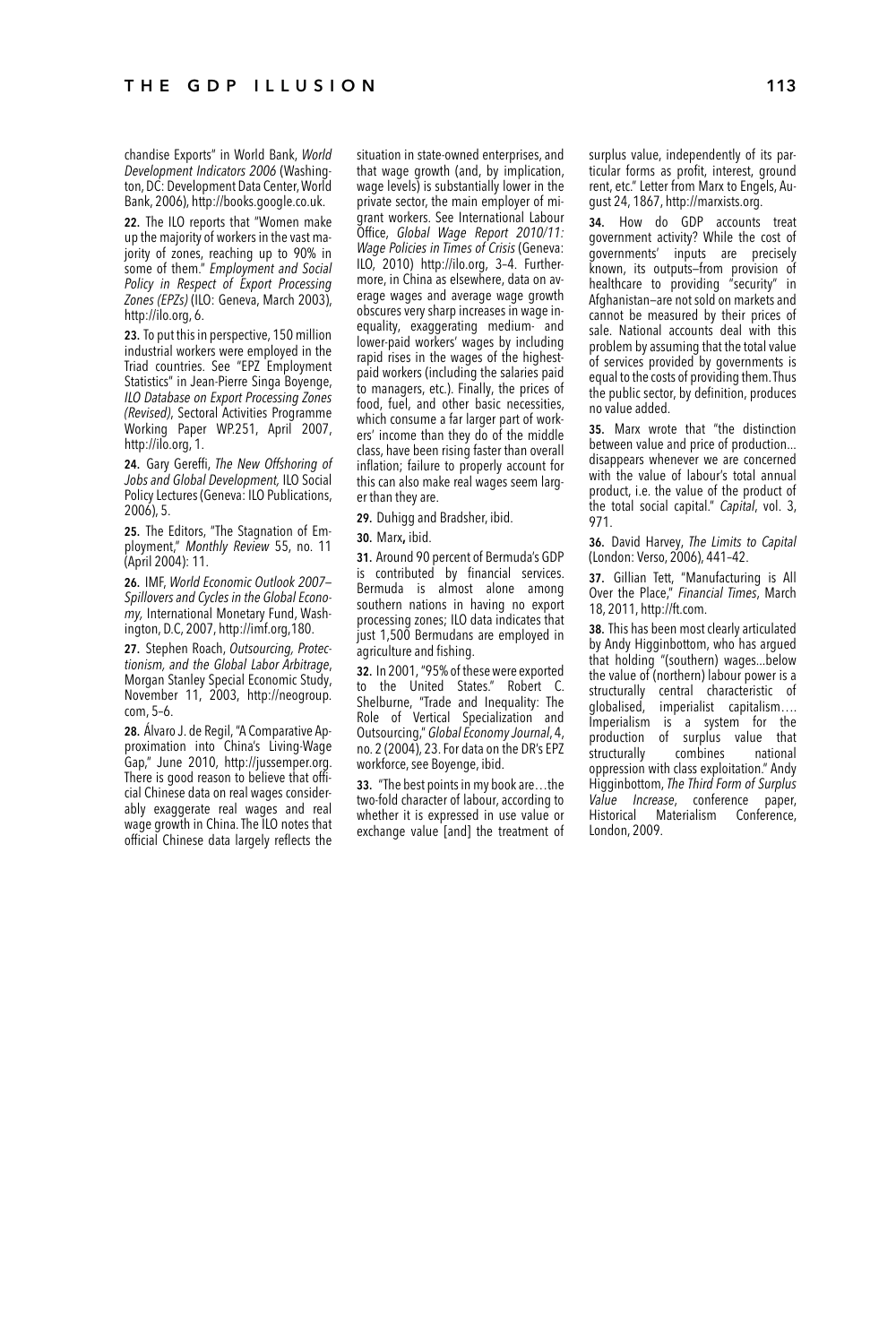chandise Exports" in World Bank, *World Development Indicators 2006* (Washington, DC: Development Data Center, World Bank, 2006), http://books.google.co.uk.

**22.** The ILO reports that "Women make up the majority of workers in the vast majority of zones, reaching up to 90% in some of them." *Employment and Social Policy in Respect of Export Processing Zones (EPZs)* (ILO: Geneva, March 2003), http://ilo.org, 6.

**23.** To put this in perspective, 150 million industrial workers were employed in the Triad countries. See "EPZ Employment Statistics" in Jean-Pierre Singa Boyenge, *ILO Database on Export Processing Zones (Revised)*, Sectoral Activities Programme Working Paper WP.251, April 2007, http://ilo.org, 1.

**24.** Gary Gereffi, *The New Offshoring of Jobs and Global Development,* ILO Social Policy Lectures (Geneva: ILO Publications, 2006), 5.

**25.** The Editors, "The Stagnation of Employment," *Monthly Review* 55, no. 11 (April 2004): 11.

**26.** IMF, *World Economic Outlook 2007—Spillovers and Cycles in the Global Economy,* International Monetary Fund, Washington, D.C, 2007, http://imf.org,180.

**27.** Stephen Roach, *Outsourcing, Protectionism, and the Global Labor Arbitrage*, Morgan Stanley Special Economic Study, November 11, 2003, http://neogroup.com, 5–6.

**28.** Álvaro J. de Regil, "A Comparative Approximation into China's Living-Wage Gap," June 2010, http://jussemper.org. There is good reason to believe that official Chinese data on real wages considerably exaggerate real wages and real wage growth in China. The ILO notes that official Chinese data largely reflects the situation in state-owned enterprises, and that wage growth (and, by implication, wage levels) is substantially lower in the private sector, the main employer of migrant workers. See International Labour Office, *Global Wage Report 2010/11: Wage Policies in Times of Crisis* (Geneva: ILO, 2010) http://ilo.org, 3–4. Furthermore, in China as elsewhere, data on average wages and average wage growth obscures very sharp increases in wage inequality, exaggerating medium- and lower-paid workers' wages by including rapid rises in the wages of the highest-paid workers (including the salaries paid to managers, etc.). Finally, the prices of food, fuel, and other basic necessities, which consume a far larger part of workers' income than they do of the middle class, have been rising faster than overall inflation; failure to properly account for this can also make real wages seem larger than they are.

**29.** Duhigg and Bradsher, ibid.

**30.** Marx**,** ibid.

**31.** Around 90 percent of Bermuda's GDP is contributed by financial services. Bermuda is almost alone among southern nations in having no export processing zones; ILO data indicates that just 1,500 Bermudans are employed in agriculture and fishing.

**32.** In 2001, "95% of these were exported to the United States." Robert C. Shelburne, "Trade and Inequality: The Role of Vertical Specialization and Outsourcing," *Global Economy Journal*, 4, no. 2 (2004), 23. For data on the DR's EPZ workforce, see Boyenge, ibid.

**33.** "The best points in my book are…the two-fold character of labour, according to whether it is expressed in use value or exchange value [and] the treatment of surplus value, independently of its particular forms as profit, interest, ground rent, etc." Letter from Marx to Engels, August 24, 1867, http://marxists.org.

**34.** How do GDP accounts treat government activity? While the cost of governments' inputs are precisely known, its outputs—from provision of healthcare to providing "security" in Afghanistan—are not sold on markets and cannot be measured by their prices of sale. National accounts deal with this problem by assuming that the total value of services provided by governments is equal to the costs of providing them. Thus the public sector, by definition, produces no value added.

**35.** Marx wrote that "the distinction between value and price of production… disappears whenever we are concerned with the value of labour's total annual product, i.e. the value of the product of the total social capital." *Capital*, vol. 3, 971.

**36.** David Harvey, *The Limits to Capital* (London: Verso, 2006), 441–42.

**37.** Gillian Tett, "Manufacturing is All Over the Place," *Financial Times*, March 18, 2011, http://ft.com.

**38.** This has been most clearly articulated by Andy Higginbottom, who has argued that holding "(southern) wages…below the value of (northern) labour power is a structurally central characteristic of globalised, imperialist capitalism…. Imperialism is a system for the production of surplus value that structurally combines national oppression with class exploitation." Andy Higginbottom, *The Third Form of Surplus Value Increase*, conference paper, Historical Materialism Conference, London, 2009.